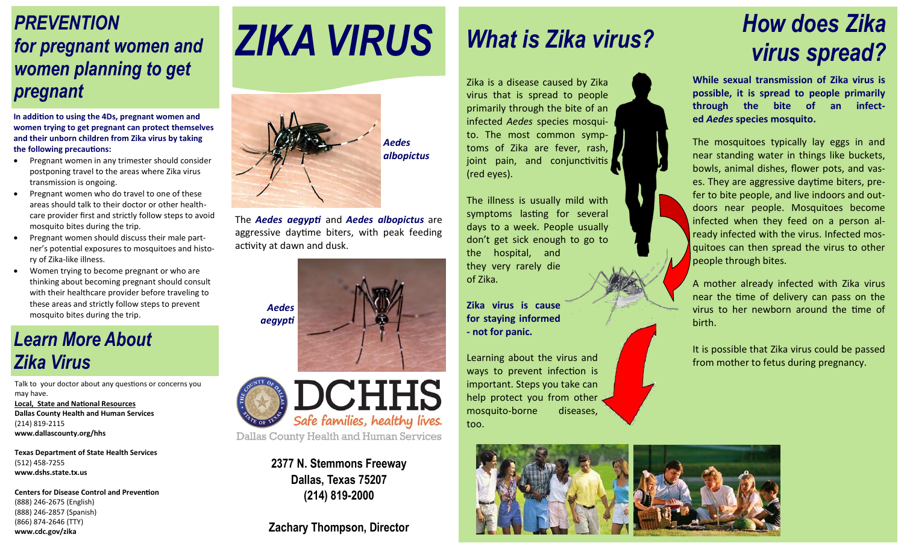# PREVENTION for pregnant women and women planning to get pregnant

**In addition to using the 4Ds, pregnant women and women trying to get pregnant can protect themselves and their unborn children from Zika virus by taking the following precautions:**

- Pregnant women in any trimester should consider postponing travel to the areas where Zika virus transmission is ongoing.
- Pregnant women who do travel to one of these areas should talk to their doctor or other health-care provider first and strictly follow steps to avoid mosquito bites during the trip.
- Pregnant women should discuss their male partner's potential exposures to mosquitoes and history of Zika-like illness.
- Women trying to become pregnant or who are thinking about becoming pregnant should consult with their healthcare provider before traveling to these areas and strictly follow steps to prevent mosquito bites during the trip.

## Learn More About Zika Virus

Talk to your doctor about any questions or concerns you may have.

**Local, State and National Resources**

**Dallas County Health and Human Services**
(214) 819-2115
**www.dallascounty.org/hhs**

**Texas Department of State Health Services**
(512) 458-7255
**www.dshs.state.tx.us**

**Centers for Disease Control and Prevention**
(888) 246-2675 (English)
(888) 246-2857 (Spanish)
(866) 874-2646 (TTY)
**www.cdc.gov/zika**

# ZIKA VIRUS

***Aedes albopictus***

The ***Aedes aegypti*** and ***Aedes albopictus*** are aggressive daytime biters, with peak feeding activity at dawn and dusk.

***Aedes aegypti***

DCHHS
Safe families, healthy lives.
Dallas County Health and Human Services

**2377 N. Stemmons Freeway**
**Dallas, Texas 75207**
**(214) 819-2000**

**Zachary Thompson, Director**

## What is Zika virus?

Zika is a disease caused by Zika virus that is spread to people primarily through the bite of an infected *Aedes* species mosquito. The most common symptoms of Zika are fever, rash, joint pain, and conjunctivitis (red eyes).

The illness is usually mild with symptoms lasting for several days to a week. People usually don't get sick enough to go to the hospital, and they very rarely die of Zika.

**Zika virus is cause for staying informed - not for panic.**

Learning about the virus and ways to prevent infection is important. Steps you take can help protect you from other mosquito-borne diseases, too.

## How does Zika virus spread?

**While sexual transmission of Zika virus is possible, it is spread to people primarily through the bite of an infected *Aedes* species mosquito.**

The mosquitoes typically lay eggs in and near standing water in things like buckets, bowls, animal dishes, flower pots, and vases. They are aggressive daytime biters, prefer to bite people, and live indoors and outdoors near people. Mosquitoes become infected when they feed on a person already infected with the virus. Infected mosquitoes can then spread the virus to other people through bites.

A mother already infected with Zika virus near the time of delivery can pass on the virus to her newborn around the time of birth.

It is possible that Zika virus could be passed from mother to fetus during pregnancy.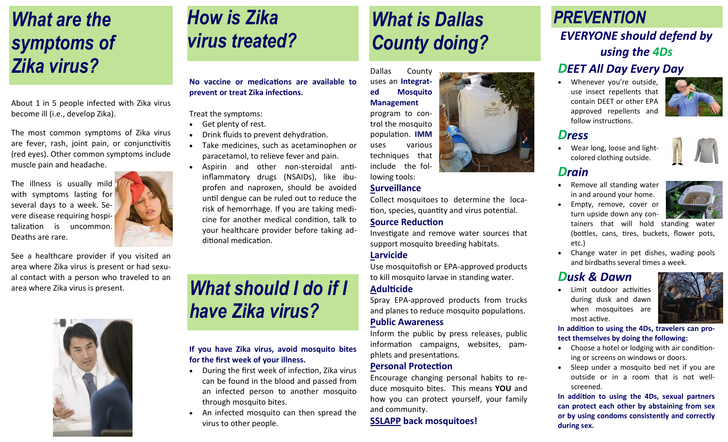# What are the symptoms of Zika virus?

About 1 in 5 people infected with Zika virus become ill (i.e., develop Zika).

The most common symptoms of Zika virus are fever, rash, joint pain, or conjunctivitis (red eyes). Other common symptoms include muscle pain and headache.

The illness is usually mild with symptoms lasting for several days to a week. Severe disease requiring hospitalization is uncommon. Deaths are rare.

See a healthcare provider if you visited an area where Zika virus is present or had sexual contact with a person who traveled to an area where Zika virus is present.

# How is Zika virus treated?

**No vaccine or medications are available to prevent or treat Zika infections.**

Treat the symptoms:

- Get plenty of rest.
- Drink fluids to prevent dehydration.
- Take medicines, such as acetaminophen or paracetamol, to relieve fever and pain.
- Aspirin and other non-steroidal anti-inflammatory drugs (NSAIDs), like ibuprofen and naproxen, should be avoided until dengue can be ruled out to reduce the risk of hemorrhage. If you are taking medicine for another medical condition, talk to your healthcare provider before taking additional medication.

# What should I do if I have Zika virus?

**If you have Zika virus, avoid mosquito bites for the first week of your illness.**

- During the first week of infection, Zika virus can be found in the blood and passed from an infected person to another mosquito through mosquito bites.
- An infected mosquito can then spread the virus to other people.

# What is Dallas County doing?

Dallas County uses an **Integrated Mosquito Management** program to control the mosquito population. **IMM** uses various techniques that include the following tools:

### Surveillance

Collect mosquitoes to determine the location, species, quantity and virus potential.

### Source Reduction

Investigate and remove water sources that support mosquito breeding habitats.

### Larvicide

Use mosquitofish or EPA-approved products to kill mosquito larvae in standing water.

### Adulticide

Spray EPA-approved products from trucks and planes to reduce mosquito populations.

### Public Awareness

Inform the public by press releases, public information campaigns, websites, pamphlets and presentations.

### Personal Protection

Encourage changing personal habits to reduce mosquito bites. This means **YOU** and how you can protect yourself, your family and community.

**SSLAPP back mosquitoes!**

# PREVENTION

## *EVERYONE should defend by using the 4Ds*

## DEET All Day Every Day

- Whenever you're outside, use insect repellents that contain DEET or other EPA approved repellents and follow instructions.

## Dress

- Wear long, loose and light-colored clothing outside.

## Drain

- Remove all standing water in and around your home.
- Empty, remove, cover or turn upside down any containers that will hold standing water (bottles, cans, tires, buckets, flower pots, etc.)
- Change water in pet dishes, wading pools and birdbaths several times a week.

## Dusk & Dawn

- Limit outdoor activities during dusk and dawn when mosquitoes are most active.

**In addition to using the 4Ds, travelers can protect themselves by doing the following:**

- Choose a hotel or lodging with air conditioning or screens on windows or doors.
- Sleep under a mosquito bed net if you are outside or in a room that is not well-screened.

**In addition to using the 4Ds, sexual partners can protect each other by abstaining from sex or by using condoms consistently and correctly during sex.**